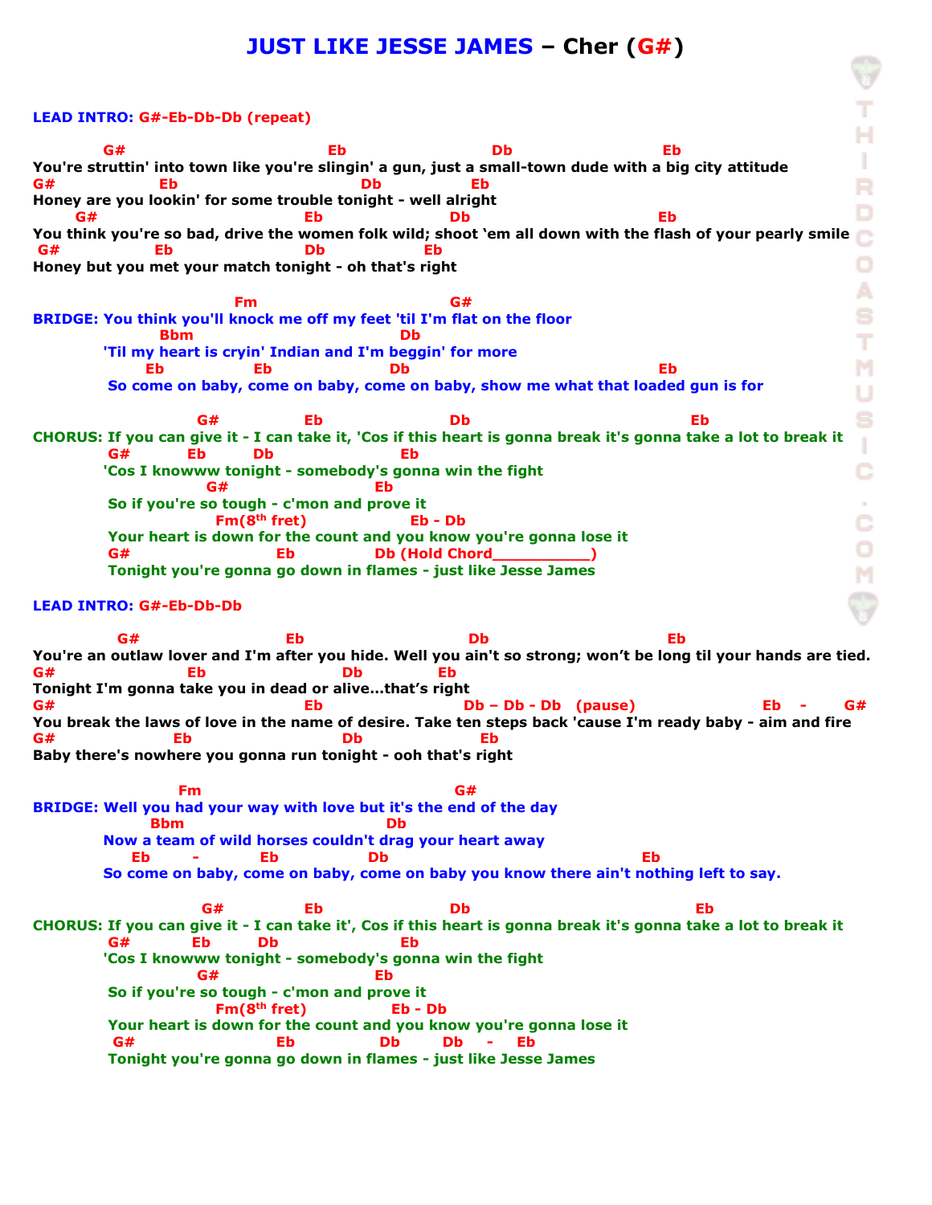# JUST LIKE JESSE JAMES – Cher (G#)

**LEAD INTRO: G#-Eb-Db-Db (repeat)**

```
          G#                          Eb                     Db                      Eb
You're struttin' into town like you're slingin' a gun, just a small-town dude with a big city attitude
G#               Eb                          Db             Eb
Honey are you lookin' for some trouble tonight - well alright
      G#                              Eb               Db                                    Eb
You think you're so bad, drive the women folk wild; shoot 'em all down with the flash of your pearly smile
 G#             Eb                  Db             Eb
Honey but you met your match tonight - oh that's right
```

```
                            Fm                      G#
BRIDGE: You think you'll knock me off my feet 'til I'm flat on the floor
                 Bbm                            Db
        'Til my heart is cryin' Indian and I'm beggin' for more
              Eb             Eb              Db                              Eb
         So come on baby, come on baby, come on baby, show me what that loaded gun is for
```

```
                       G#          Eb               Db                                    Eb
CHORUS: If you can give it - I can take it, 'Cos if this heart is gonna break it's gonna take a lot to break it
          G#      Eb      Db             Eb
        'Cos I knowww tonight - somebody's gonna win the fight
                      G#                  Eb
         So if you're so tough - c'mon and prove it
                        Fm(8th fret)              Eb - Db
         Your heart is down for the count and you know you're gonna lose it
         G#                     Eb             Db (Hold Chord___________)
         Tonight you're gonna go down in flames - just like Jesse James
```

**LEAD INTRO: G#-Eb-Db-Db**

```
          G#                     Eb                        Db                           Eb
You're an outlaw lover and I'm after you hide. Well you ain't so strong; won't be long til your hands are tied.
G#                   Eb                 Db          Eb
Tonight I'm gonna take you in dead or alive...that's right
G#                                Eb              Db – Db - Db   (pause)                 Eb   -    G#
You break the laws of love in the name of desire. Take ten steps back 'cause I'm ready baby - aim and fire
G#                 Eb                   Db             Eb
Baby there's nowhere you gonna run tonight - ooh that's right
```

```
                      Fm                                      G#
BRIDGE: Well you had your way with love but it's the end of the day
                 Bbm                           Db
        Now a team of wild horses couldn't drag your heart away
            Eb      -      Eb             Db                                 Eb
        So come on baby, come on baby, come on baby you know there ain't nothing left to say.
```

```
                        G#          Eb               Db                                    Eb
CHORUS: If you can give it - I can take it', Cos if this heart is gonna break it's gonna take a lot to break it
          G#      Eb      Db             Eb
        'Cos I knowww tonight - somebody's gonna win the fight
                     G#                  Eb
         So if you're so tough - c'mon and prove it
                        Fm(8th fret)            Eb - Db
         Your heart is down for the count and you know you're gonna lose it
          G#                    Eb            Db       Db   -   Eb
         Tonight you're gonna go down in flames - just like Jesse James
```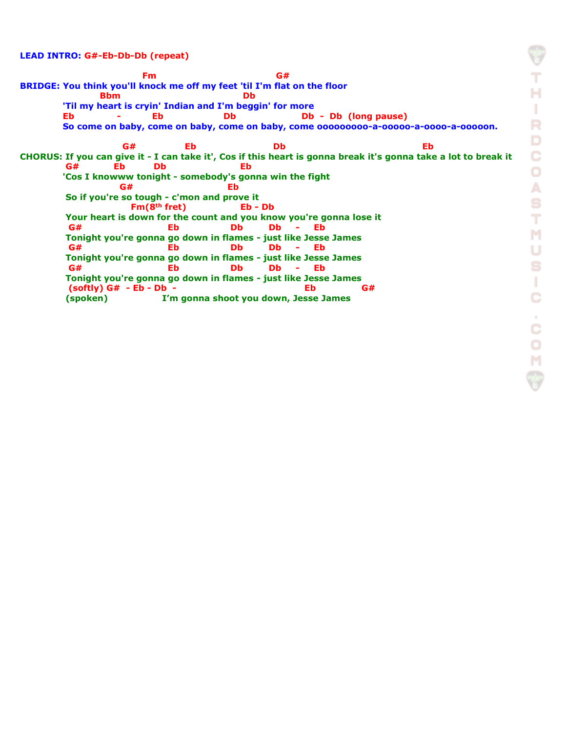```
LEAD INTRO: G#-Eb-Db-Db (repeat)

                         Fm                                  G#
BRIDGE: You think you'll knock me off my feet 'til I'm flat on the floor
                  Bbm                                Db
        'Til my heart is cryin' Indian and I'm beggin' for more
        Eb            -        Eb            Db              Db  -  Db  (long pause)
        So come on baby, come on baby, come on baby, come ooooooooo-a-ooooo-a-oooo-a-ooooon.

                       G#              Eb                   Db                                     Eb
CHORUS: If you can give it - I can take it', Cos if this heart is gonna break it's gonna take a lot to break it
         G#          Eb        Db                   Eb
        'Cos I knowww tonight - somebody's gonna win the fight
                      G#                           Eb
         So if you're so tough - c'mon and prove it
                            Fm(8th fret)              Eb - Db
         Your heart is down for the count and you know you're gonna lose it
          G#                        Eb             Db       Db   -   Eb
         Tonight you're gonna go down in flames - just like Jesse James
          G#                        Eb             Db       Db   -   Eb
         Tonight you're gonna go down in flames - just like Jesse James
          G#                        Eb             Db       Db   -   Eb
         Tonight you're gonna go down in flames - just like Jesse James
          (softly) G#  - Eb - Db  -                              Eb            G#
         (spoken)                I'm gonna shoot you down, Jesse James
```